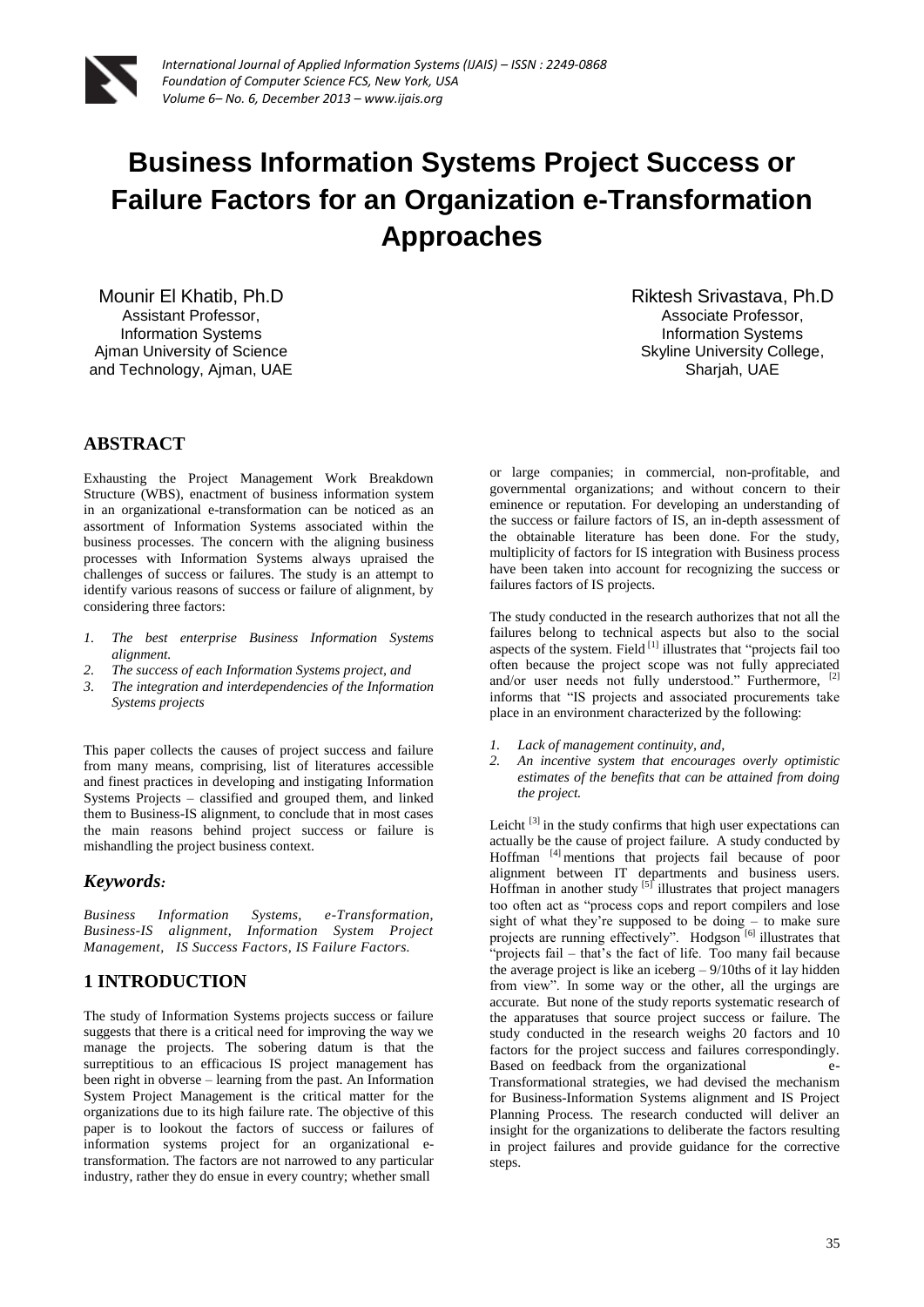# Business Information Systems Project Success or Failure Factors for an Organization e-Transformation Approaches

Mounir El Khatib, Ph.D
Assistant Professor,
Information Systems
Ajman University of Science and Technology, Ajman, UAE

Riktesh Srivastava, Ph.D
Associate Professor,
Information Systems
Skyline University College,
Sharjah, UAE

## ABSTRACT

Exhausting the Project Management Work Breakdown Structure (WBS), enactment of business information system in an organizational e-transformation can be noticed as an assortment of Information Systems associated within the business processes. The concern with the aligning business processes with Information Systems always upraised the challenges of success or failures. The study is an attempt to identify various reasons of success or failure of alignment, by considering three factors:

1. *The best enterprise Business Information Systems alignment.*
2. *The success of each Information Systems project, and*
3. *The integration and interdependencies of the Information Systems projects*

This paper collects the causes of project success and failure from many means, comprising, list of literatures accessible and finest practices in developing and instigating Information Systems Projects – classified and grouped them, and linked them to Business-IS alignment, to conclude that in most cases the main reasons behind project success or failure is mishandling the project business context.

## *Keywords:*

*Business Information Systems, e-Transformation, Business-IS alignment, Information System Project Management, IS Success Factors, IS Failure Factors.*

## 1 INTRODUCTION

The study of Information Systems projects success or failure suggests that there is a critical need for improving the way we manage the projects. The sobering datum is that the surreptitious to an efficacious IS project management has been right in obverse – learning from the past. An Information System Project Management is the critical matter for the organizations due to its high failure rate. The objective of this paper is to lookout the factors of success or failures of information systems project for an organizational e-transformation. The factors are not narrowed to any particular industry, rather they do ensue in every country; whether small or large companies; in commercial, non-profitable, and governmental organizations; and without concern to their eminence or reputation. For developing an understanding of the success or failure factors of IS, an in-depth assessment of the obtainable literature has been done. For the study, multiplicity of factors for IS integration with Business process have been taken into account for recognizing the success or failures factors of IS projects.

The study conducted in the research authorizes that not all the failures belong to technical aspects but also to the social aspects of the system. Field [1] illustrates that "projects fail too often because the project scope was not fully appreciated and/or user needs not fully understood." Furthermore, [2] informs that "IS projects and associated procurements take place in an environment characterized by the following:

1. *Lack of management continuity, and,*
2. *An incentive system that encourages overly optimistic estimates of the benefits that can be attained from doing the project.*

Leicht [3] in the study confirms that high user expectations can actually be the cause of project failure. A study conducted by Hoffman [4] mentions that projects fail because of poor alignment between IT departments and business users. Hoffman in another study [5] illustrates that project managers too often act as "process cops and report compilers and lose sight of what they're supposed to be doing – to make sure projects are running effectively". Hodgson [6] illustrates that "projects fail – that's the fact of life. Too many fail because the average project is like an iceberg – 9/10ths of it lay hidden from view". In some way or the other, all the urgings are accurate. But none of the study reports systematic research of the apparatuses that source project success or failure. The study conducted in the research weighs 20 factors and 10 factors for the project success and failures correspondingly. Based on feedback from the organizational e-Transformational strategies, we had devised the mechanism for Business-Information Systems alignment and IS Project Planning Process. The research conducted will deliver an insight for the organizations to deliberate the factors resulting in project failures and provide guidance for the corrective steps.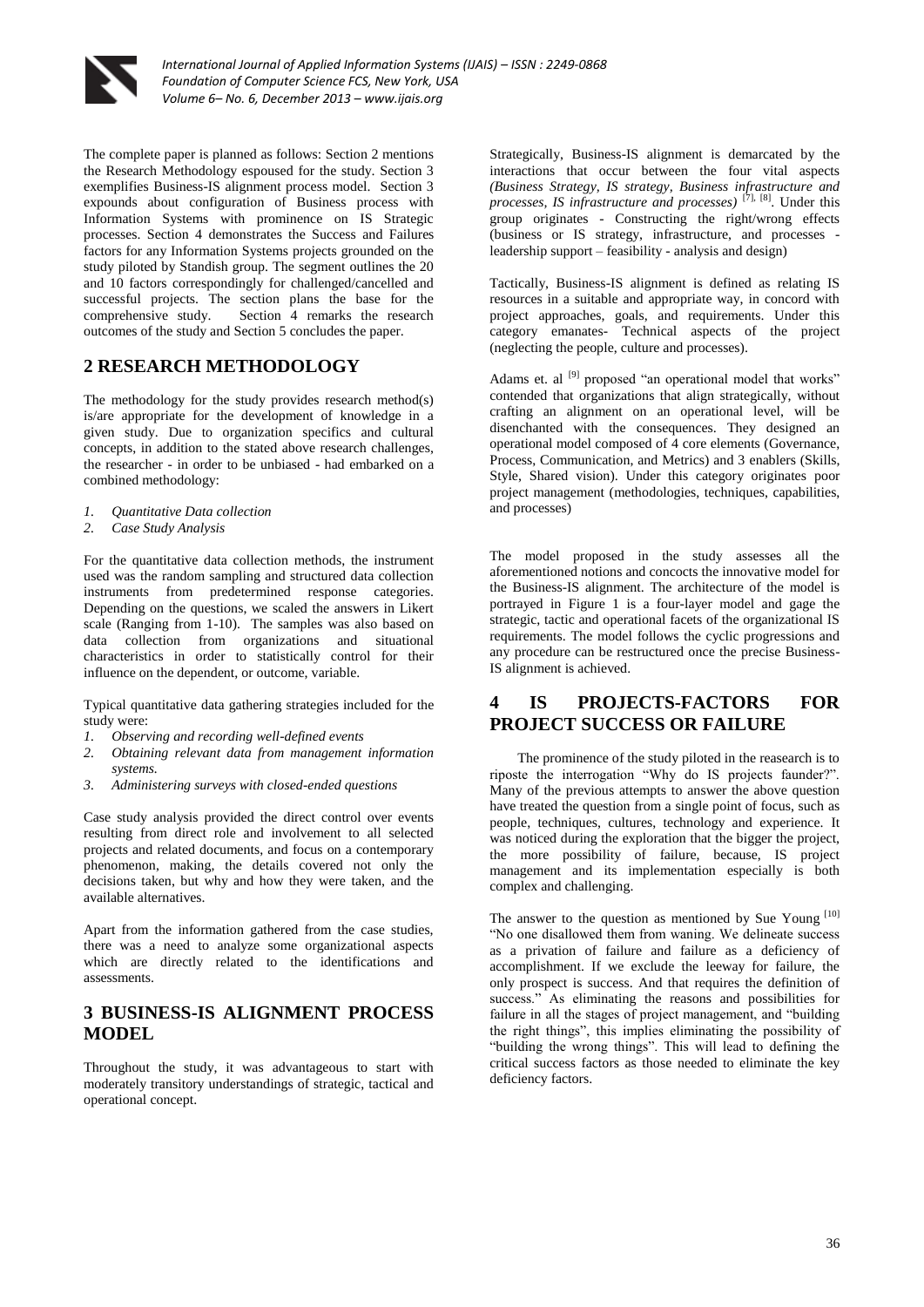The complete paper is planned as follows: Section 2 mentions the Research Methodology espoused for the study. Section 3 exemplifies Business-IS alignment process model. Section 3 expounds about configuration of Business process with Information Systems with prominence on IS Strategic processes. Section 4 demonstrates the Success and Failures factors for any Information Systems projects grounded on the study piloted by Standish group. The segment outlines the 20 and 10 factors correspondingly for challenged/cancelled and successful projects. The section plans the base for the comprehensive study. Section 4 remarks the research outcomes of the study and Section 5 concludes the paper.

## 2 RESEARCH METHODOLOGY

The methodology for the study provides research method(s) is/are appropriate for the development of knowledge in a given study. Due to organization specifics and cultural concepts, in addition to the stated above research challenges, the researcher - in order to be unbiased - had embarked on a combined methodology:

1. *Quantitative Data collection*
2. *Case Study Analysis*

For the quantitative data collection methods, the instrument used was the random sampling and structured data collection instruments from predetermined response categories. Depending on the questions, we scaled the answers in Likert scale (Ranging from 1-10). The samples was also based on data collection from organizations and situational characteristics in order to statistically control for their influence on the dependent, or outcome, variable.

Typical quantitative data gathering strategies included for the study were:

1. *Observing and recording well-defined events*
2. *Obtaining relevant data from management information systems.*
3. *Administering surveys with closed-ended questions*

Case study analysis provided the direct control over events resulting from direct role and involvement to all selected projects and related documents, and focus on a contemporary phenomenon, making, the details covered not only the decisions taken, but why and how they were taken, and the available alternatives.

Apart from the information gathered from the case studies, there was a need to analyze some organizational aspects which are directly related to the identifications and assessments.

## 3 BUSINESS-IS ALIGNMENT PROCESS MODEL

Throughout the study, it was advantageous to start with moderately transitory understandings of strategic, tactical and operational concept.

Strategically, Business-IS alignment is demarcated by the interactions that occur between the four vital aspects *(Business Strategy, IS strategy, Business infrastructure and processes, IS infrastructure and processes)* [7], [8]. Under this group originates - Constructing the right/wrong effects (business or IS strategy, infrastructure, and processes - leadership support – feasibility - analysis and design)

Tactically, Business-IS alignment is defined as relating IS resources in a suitable and appropriate way, in concord with project approaches, goals, and requirements. Under this category emanates- Technical aspects of the project (neglecting the people, culture and processes).

Adams et. al [9] proposed "an operational model that works" contended that organizations that align strategically, without crafting an alignment on an operational level, will be disenchanted with the consequences. They designed an operational model composed of 4 core elements (Governance, Process, Communication, and Metrics) and 3 enablers (Skills, Style, Shared vision). Under this category originates poor project management (methodologies, techniques, capabilities, and processes)

The model proposed in the study assesses all the aforementioned notions and concocts the innovative model for the Business-IS alignment. The architecture of the model is portrayed in Figure 1 is a four-layer model and gage the strategic, tactic and operational facets of the organizational IS requirements. The model follows the cyclic progressions and any procedure can be restructured once the precise Business-IS alignment is achieved.

## 4 IS PROJECTS-FACTORS FOR PROJECT SUCCESS OR FAILURE

The prominence of the study piloted in the reasearch is to riposte the interrogation "Why do IS projects faunder?". Many of the previous attempts to answer the above question have treated the question from a single point of focus, such as people, techniques, cultures, technology and experience. It was noticed during the exploration that the bigger the project, the more possibility of failure, because, IS project management and its implementation especially is both complex and challenging.

The answer to the question as mentioned by Sue Young [10] "No one disallowed them from waning. We delineate success as a privation of failure and failure as a deficiency of accomplishment. If we exclude the leeway for failure, the only prospect is success. And that requires the definition of success." As eliminating the reasons and possibilities for failure in all the stages of project management, and "building the right things", this implies eliminating the possibility of "building the wrong things". This will lead to defining the critical success factors as those needed to eliminate the key deficiency factors.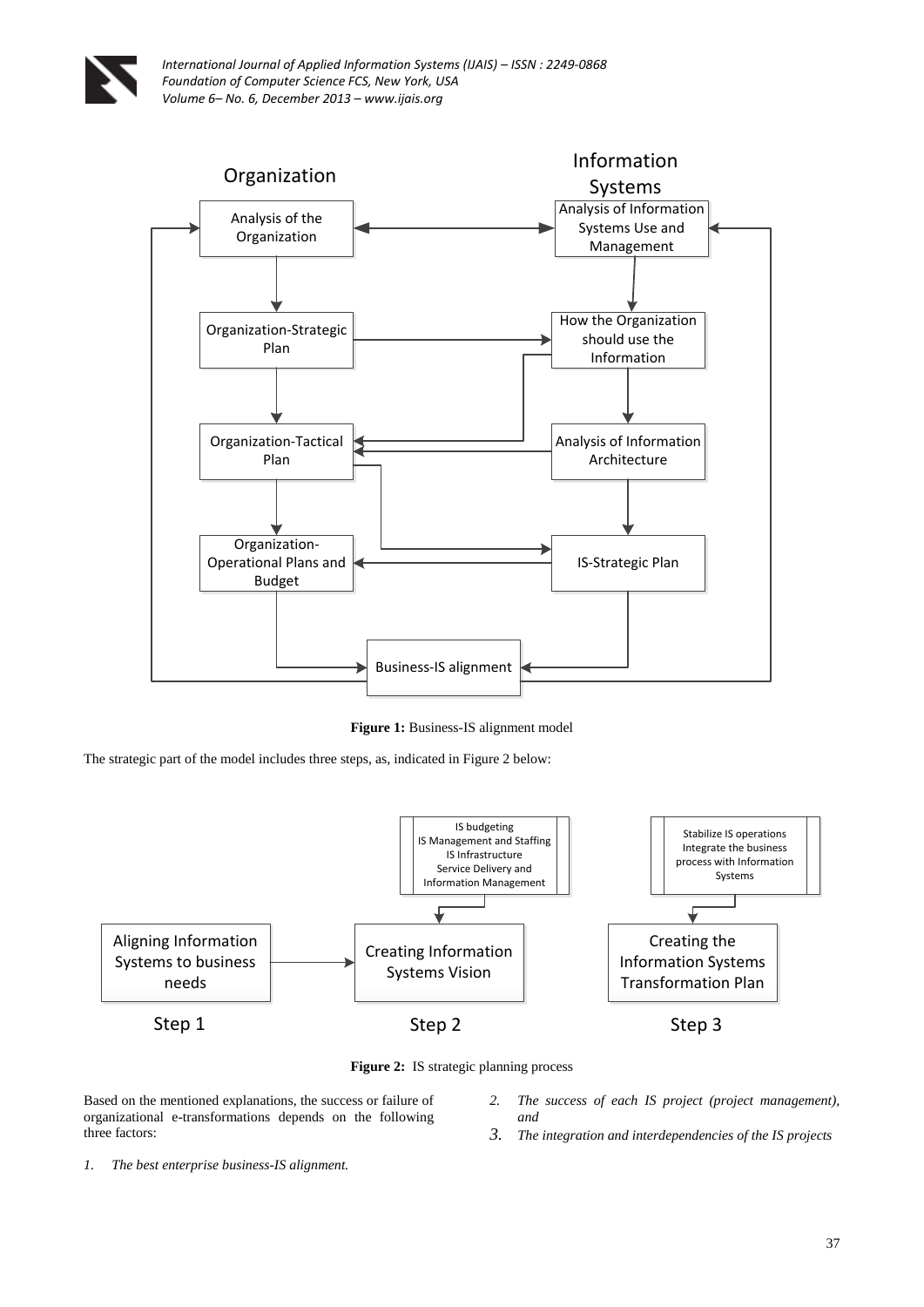Figure 1: Business-IS alignment model

The strategic part of the model includes three steps, as, indicated in Figure 2 below:

Figure 2: IS strategic planning process

Based on the mentioned explanations, the success or failure of organizational e-transformations depends on the following three factors:

1. *The best enterprise business-IS alignment.*
2. *The success of each IS project (project management), and*
3. *The integration and interdependencies of the IS projects*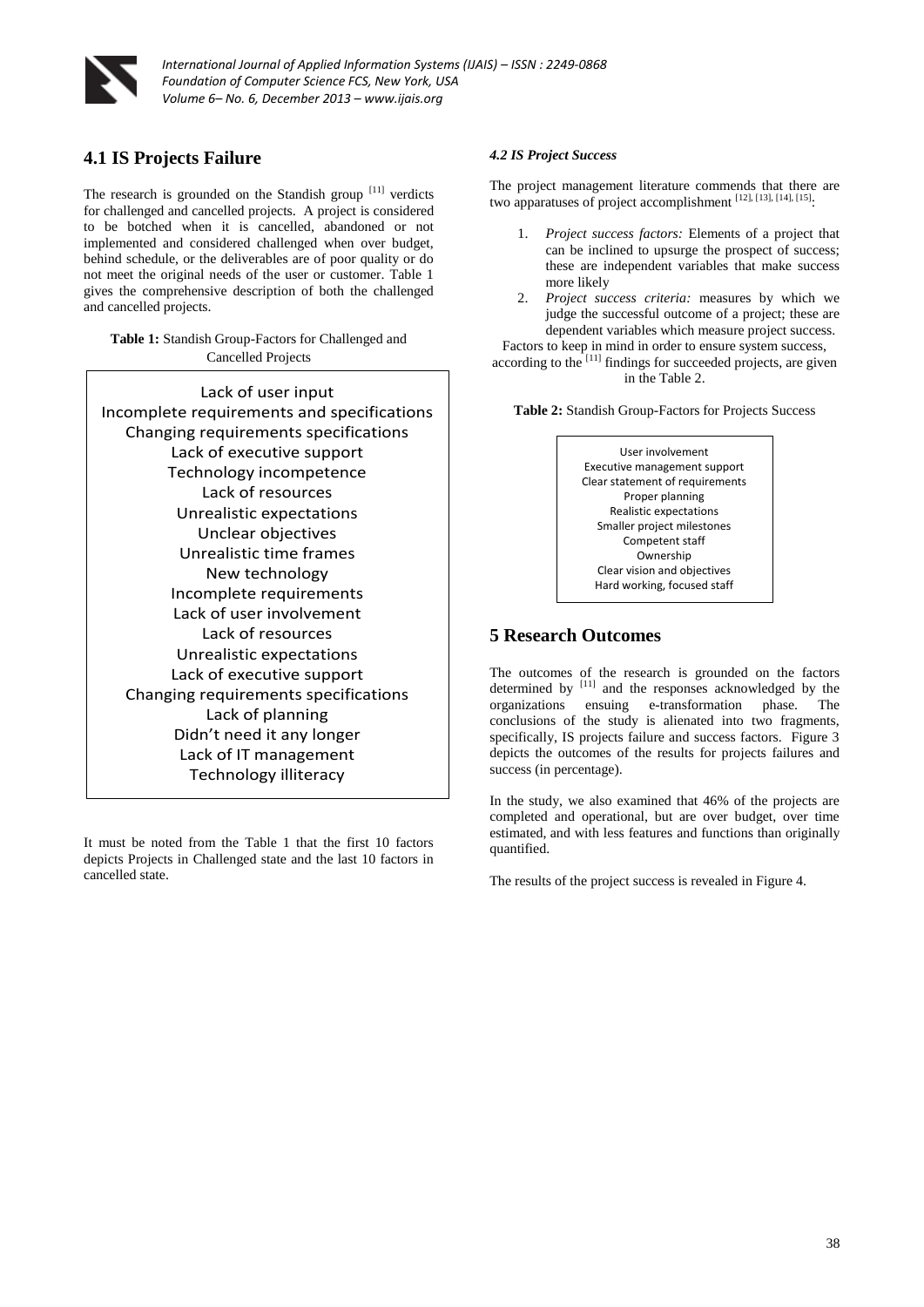## 4.1 IS Projects Failure

The research is grounded on the Standish group [11] verdicts for challenged and cancelled projects. A project is considered to be botched when it is cancelled, abandoned or not implemented and considered challenged when over budget, behind schedule, or the deliverables are of poor quality or do not meet the original needs of the user or customer. Table 1 gives the comprehensive description of both the challenged and cancelled projects.

**Table 1:** Standish Group-Factors for Challenged and Cancelled Projects

| |
|---|
| Lack of user input |
| Incomplete requirements and specifications |
| Changing requirements specifications |
| Lack of executive support |
| Technology incompetence |
| Lack of resources |
| Unrealistic expectations |
| Unclear objectives |
| Unrealistic time frames |
| New technology |
| Incomplete requirements |
| Lack of user involvement |
| Lack of resources |
| Unrealistic expectations |
| Lack of executive support |
| Changing requirements specifications |
| Lack of planning |
| Didn't need it any longer |
| Lack of IT management |
| Technology illiteracy |

It must be noted from the Table 1 that the first 10 factors depicts Projects in Challenged state and the last 10 factors in cancelled state.

### *4.2 IS Project Success*

The project management literature commends that there are two apparatuses of project accomplishment [12], [13], [14], [15]:

1. *Project success factors:* Elements of a project that can be inclined to upsurge the prospect of success; these are independent variables that make success more likely
2. *Project success criteria:* measures by which we judge the successful outcome of a project; these are dependent variables which measure project success.

Factors to keep in mind in order to ensure system success, according to the [11] findings for succeeded projects, are given in the Table 2.

**Table 2:** Standish Group-Factors for Projects Success

| |
|---|
| User involvement |
| Executive management support |
| Clear statement of requirements |
| Proper planning |
| Realistic expectations |
| Smaller project milestones |
| Competent staff |
| Ownership |
| Clear vision and objectives |
| Hard working, focused staff |

## 5 Research Outcomes

The outcomes of the research is grounded on the factors determined by [11] and the responses acknowledged by the organizations ensuing e-transformation phase. The conclusions of the study is alienated into two fragments, specifically, IS projects failure and success factors. Figure 3 depicts the outcomes of the results for projects failures and success (in percentage).

In the study, we also examined that 46% of the projects are completed and operational, but are over budget, over time estimated, and with less features and functions than originally quantified.

The results of the project success is revealed in Figure 4.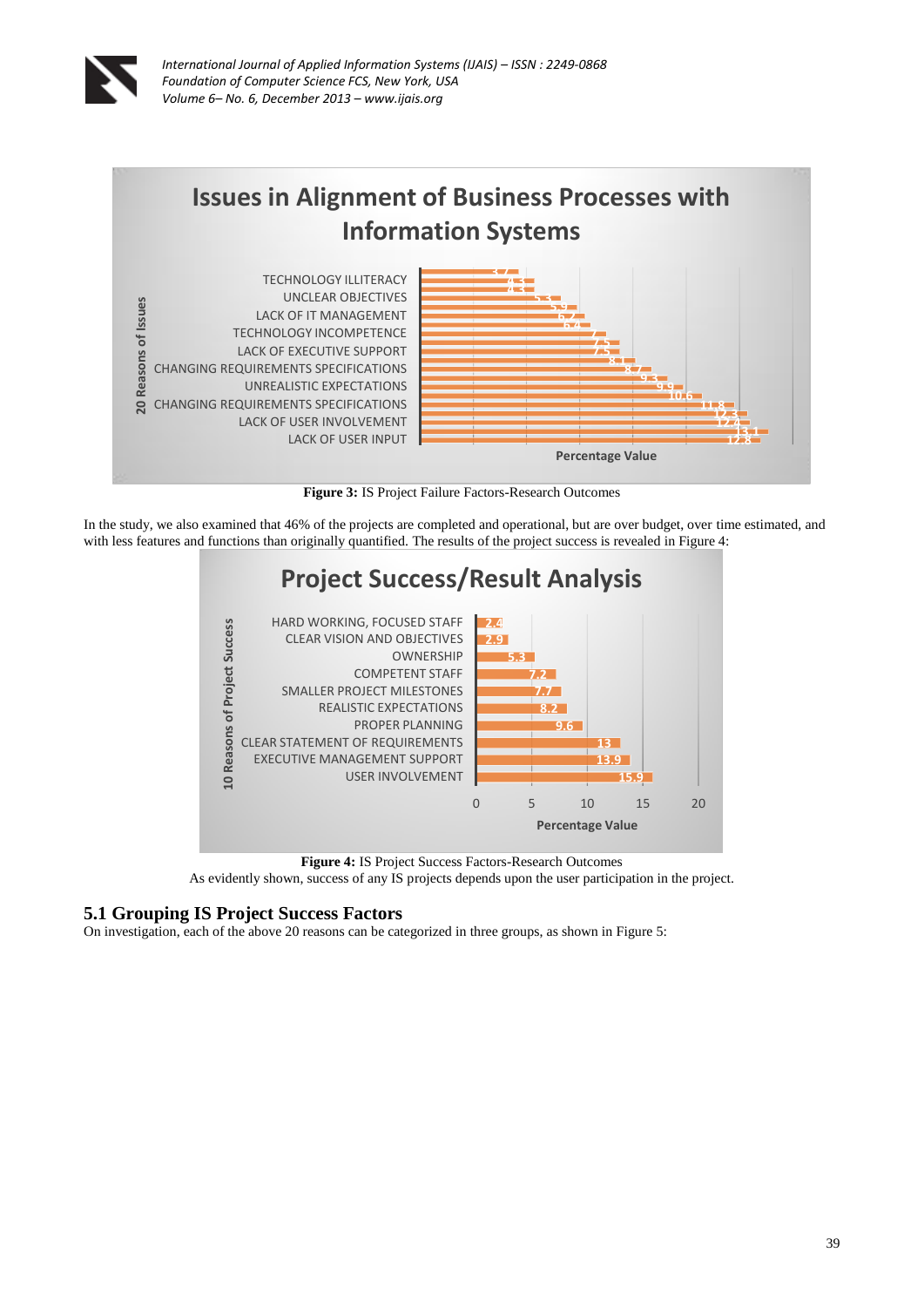**Figure 3:** IS Project Failure Factors-Research Outcomes

In the study, we also examined that 46% of the projects are completed and operational, but are over budget, over time estimated, and with less features and functions than originally quantified. The results of the project success is revealed in Figure 4:

**Figure 4:** IS Project Success Factors-Research Outcomes

As evidently shown, success of any IS projects depends upon the user participation in the project.

## 5.1 Grouping IS Project Success Factors

On investigation, each of the above 20 reasons can be categorized in three groups, as shown in Figure 5: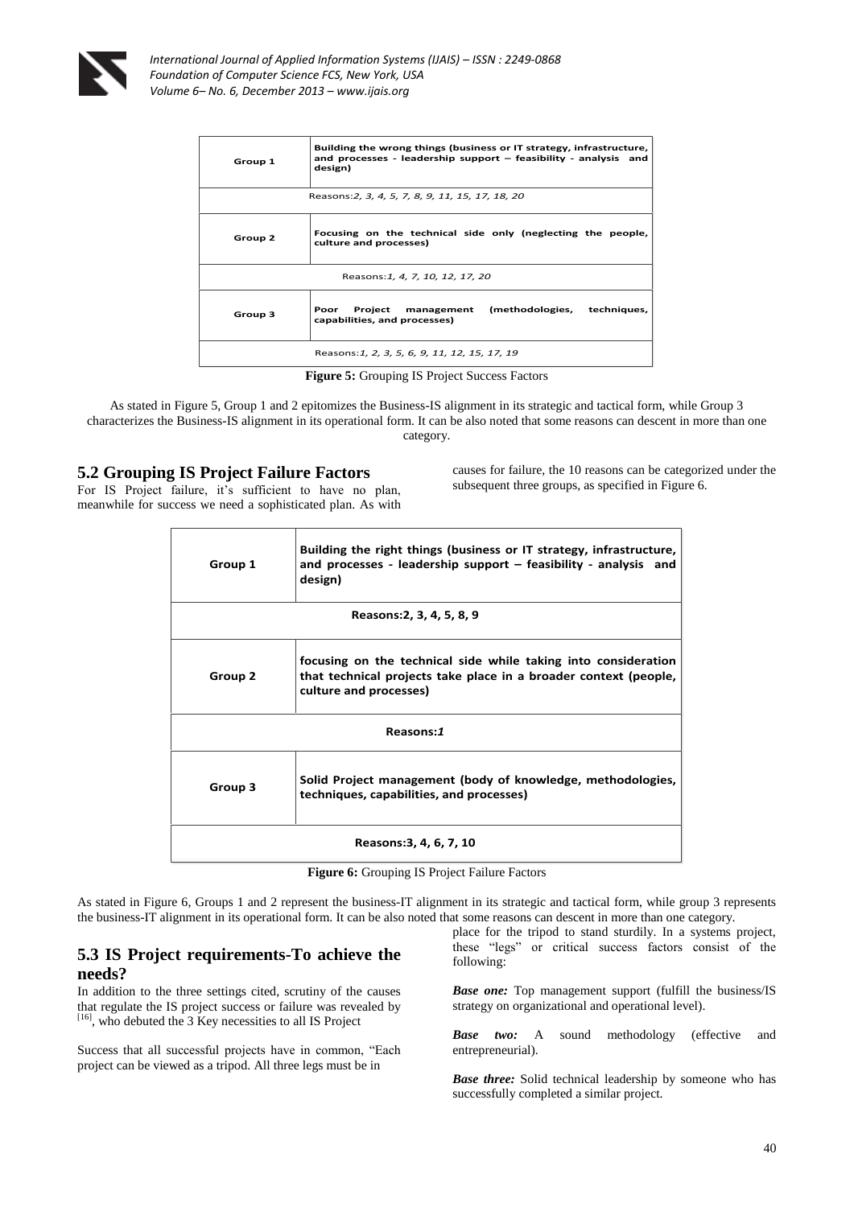| Group 1 | Building the wrong things (business or IT strategy, infrastructure, and processes - leadership support – feasibility - analysis and design) |
|---|---|
| Reasons:*2, 3, 4, 5, 7, 8, 9, 11, 15, 17, 18, 20* | |
| Group 2 | Focusing on the technical side only (neglecting the people, culture and processes) |
| Reasons:*1, 4, 7, 10, 12, 17, 20* | |
| Group 3 | Poor Project management (methodologies, techniques, capabilities, and processes) |
| Reasons:*1, 2, 3, 5, 6, 9, 11, 12, 15, 17, 19* | |

**Figure 5:** Grouping IS Project Success Factors

As stated in Figure 5, Group 1 and 2 epitomizes the Business-IS alignment in its strategic and tactical form, while Group 3 characterizes the Business-IS alignment in its operational form. It can be also noted that some reasons can descent in more than one category.

## 5.2 Grouping IS Project Failure Factors

For IS Project failure, it's sufficient to have no plan, meanwhile for success we need a sophisticated plan. As with causes for failure, the 10 reasons can be categorized under the subsequent three groups, as specified in Figure 6.

| Group 1 | Building the right things (business or IT strategy, infrastructure, and processes - leadership support – feasibility - analysis and design) |
|---|---|
| Reasons:2, 3, 4, 5, 8, 9 | |
| Group 2 | focusing on the technical side while taking into consideration that technical projects take place in a broader context (people, culture and processes) |
| Reasons:*1* | |
| Group 3 | Solid Project management (body of knowledge, methodologies, techniques, capabilities, and processes) |
| Reasons:3, 4, 6, 7, 10 | |

**Figure 6:** Grouping IS Project Failure Factors

As stated in Figure 6, Groups 1 and 2 represent the business-IT alignment in its strategic and tactical form, while group 3 represents the business-IT alignment in its operational form. It can be also noted that some reasons can descent in more than one category.

## 5.3 IS Project requirements-To achieve the needs?

In addition to the three settings cited, scrutiny of the causes that regulate the IS project success or failure was revealed by [16], who debuted the 3 Key necessities to all IS Project

Success that all successful projects have in common, "Each project can be viewed as a tripod. All three legs must be in place for the tripod to stand sturdily. In a systems project, these "legs" or critical success factors consist of the following:

***Base one:*** Top management support (fulfill the business/IS strategy on organizational and operational level).

***Base two:*** A sound methodology (effective and entrepreneurial).

***Base three:*** Solid technical leadership by someone who has successfully completed a similar project.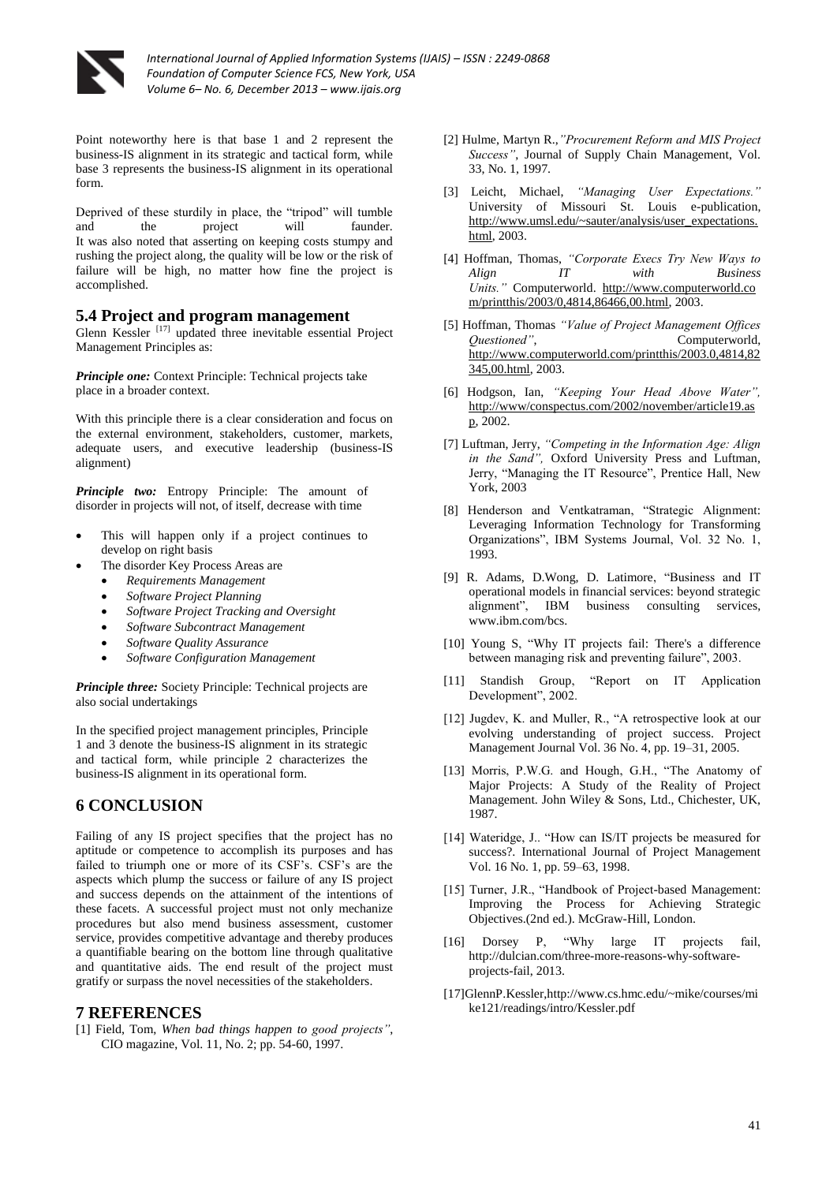Point noteworthy here is that base 1 and 2 represent the business-IS alignment in its strategic and tactical form, while base 3 represents the business-IS alignment in its operational form.

Deprived of these sturdily in place, the "tripod" will tumble and the project will faunder. It was also noted that asserting on keeping costs stumpy and rushing the project along, the quality will be low or the risk of failure will be high, no matter how fine the project is accomplished.

## 5.4 Project and program management

Glenn Kessler [17] updated three inevitable essential Project Management Principles as:

***Principle one:*** Context Principle: Technical projects take place in a broader context.

With this principle there is a clear consideration and focus on the external environment, stakeholders, customer, markets, adequate users, and executive leadership (business-IS alignment)

***Principle two:*** Entropy Principle: The amount of disorder in projects will not, of itself, decrease with time

- This will happen only if a project continues to develop on right basis
- The disorder Key Process Areas are
  - *Requirements Management*
  - *Software Project Planning*
  - *Software Project Tracking and Oversight*
  - *Software Subcontract Management*
  - *Software Quality Assurance*
  - *Software Configuration Management*

***Principle three:*** Society Principle: Technical projects are also social undertakings

In the specified project management principles, Principle 1 and 3 denote the business-IS alignment in its strategic and tactical form, while principle 2 characterizes the business-IS alignment in its operational form.

# 6 CONCLUSION

Failing of any IS project specifies that the project has no aptitude or competence to accomplish its purposes and has failed to triumph one or more of its CSF's. CSF's are the aspects which plump the success or failure of any IS project and success depends on the attainment of the intentions of these facets. A successful project must not only mechanize procedures but also mend business assessment, customer service, provides competitive advantage and thereby produces a quantifiable bearing on the bottom line through qualitative and quantitative aids. The end result of the project must gratify or surpass the novel necessities of the stakeholders.

## 7 REFERENCES

[1] Field, Tom, *When bad things happen to good projects"*, CIO magazine, Vol. 11, No. 2; pp. 54-60, 1997.

[2] Hulme, Martyn R.,*"Procurement Reform and MIS Project Success"*, Journal of Supply Chain Management, Vol. 33, No. 1, 1997.

[3] Leicht, Michael, *"Managing User Expectations."* University of Missouri St. Louis e-publication, http://www.umsl.edu/~sauter/analysis/user_expectations.html, 2003.

[4] Hoffman, Thomas, *"Corporate Execs Try New Ways to Align IT with Business Units."* Computerworld. http://www.computerworld.com/printthis/2003/0,4814,86466,00.html, 2003.

[5] Hoffman, Thomas *"Value of Project Management Offices Questioned"*, Computerworld, http://www.computerworld.com/printthis/2003.0,4814,82345,00.html, 2003.

[6] Hodgson, Ian, *"Keeping Your Head Above Water"*, http://www/conspectus.com/2002/november/article19.asp, 2002.

[7] Luftman, Jerry, *"Competing in the Information Age: Align in the Sand"*, Oxford University Press and Luftman, Jerry, "Managing the IT Resource", Prentice Hall, New York, 2003

[8] Henderson and Ventkatraman, "Strategic Alignment: Leveraging Information Technology for Transforming Organizations", IBM Systems Journal, Vol. 32 No. 1, 1993.

[9] R. Adams, D.Wong, D. Latimore, "Business and IT operational models in financial services: beyond strategic alignment", IBM business consulting services, www.ibm.com/bcs.

[10] Young S, "Why IT projects fail: There's a difference between managing risk and preventing failure", 2003.

[11] Standish Group, "Report on IT Application Development", 2002.

[12] Jugdev, K. and Muller, R., "A retrospective look at our evolving understanding of project success. Project Management Journal Vol. 36 No. 4, pp. 19–31, 2005.

[13] Morris, P.W.G. and Hough, G.H., "The Anatomy of Major Projects: A Study of the Reality of Project Management. John Wiley & Sons, Ltd., Chichester, UK, 1987.

[14] Wateridge, J.. "How can IS/IT projects be measured for success?. International Journal of Project Management Vol. 16 No. 1, pp. 59–63, 1998.

[15] Turner, J.R., "Handbook of Project-based Management: Improving the Process for Achieving Strategic Objectives.(2nd ed.). McGraw-Hill, London.

[16] Dorsey P, "Why large IT projects fail, http://dulcian.com/three-more-reasons-why-software-projects-fail, 2013.

[17]GlennP.Kessler,http://www.cs.hmc.edu/~mike/courses/mike121/readings/intro/Kessler.pdf